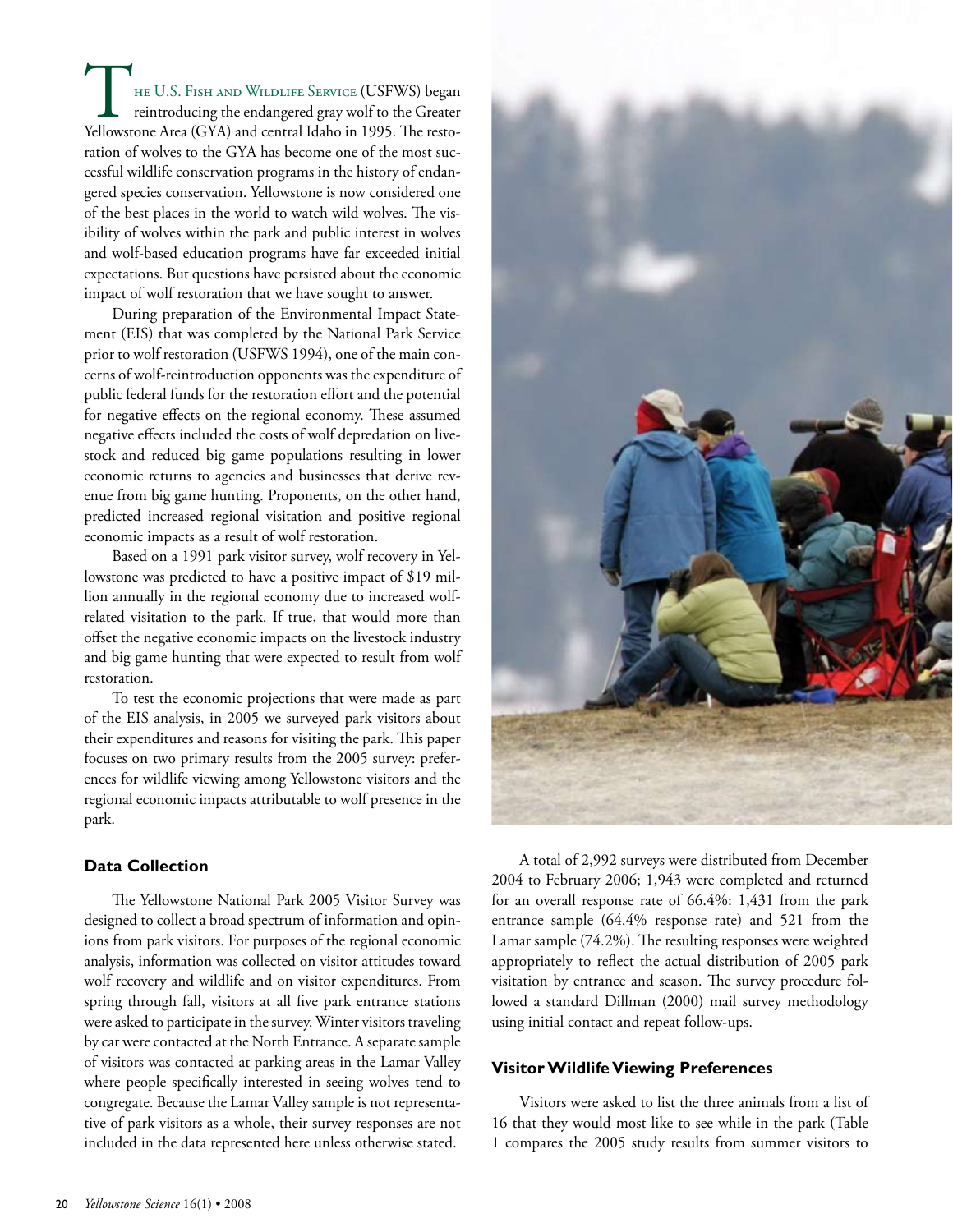The U.S. Fish and Wildlife Service (USFWS) began reintroducing the endangered gray wolf to the Greater Yellowstone Area (GYA) and central Idaho in 1995. The restoration of wolves to the GYA has become one of the most successful wildlife conservation programs in the history of endangered species conservation. Yellowstone is now considered one of the best places in the world to watch wild wolves. The visibility of wolves within the park and public interest in wolves and wolf-based education programs have far exceeded initial expectations. But questions have persisted about the economic impact of wolf restoration that we have sought to answer.

During preparation of the Environmental Impact Statement (EIS) that was completed by the National Park Service prior to wolf restoration (USFWS 1994), one of the main concerns of wolf-reintroduction opponents was the expenditure of public federal funds for the restoration effort and the potential for negative effects on the regional economy. These assumed negative effects included the costs of wolf depredation on livestock and reduced big game populations resulting in lower economic returns to agencies and businesses that derive revenue from big game hunting. Proponents, on the other hand, predicted increased regional visitation and positive regional economic impacts as a result of wolf restoration.

Based on a 1991 park visitor survey, wolf recovery in Yellowstone was predicted to have a positive impact of $19 million annually in the regional economy due to increased wolf-related visitation to the park. If true, that would more than offset the negative economic impacts on the livestock industry and big game hunting that were expected to result from wolf restoration.

To test the economic projections that were made as part of the EIS analysis, in 2005 we surveyed park visitors about their expenditures and reasons for visiting the park. This paper focuses on two primary results from the 2005 survey: preferences for wildlife viewing among Yellowstone visitors and the regional economic impacts attributable to wolf presence in the park.

### Data Collection

The Yellowstone National Park 2005 Visitor Survey was designed to collect a broad spectrum of information and opinions from park visitors. For purposes of the regional economic analysis, information was collected on visitor attitudes toward wolf recovery and wildlife and on visitor expenditures. From spring through fall, visitors at all five park entrance stations were asked to participate in the survey. Winter visitors traveling by car were contacted at the North Entrance. A separate sample of visitors was contacted at parking areas in the Lamar Valley where people specifically interested in seeing wolves tend to congregate. Because the Lamar Valley sample is not representative of park visitors as a whole, their survey responses are not included in the data represented here unless otherwise stated.

A total of 2,992 surveys were distributed from December 2004 to February 2006; 1,943 were completed and returned for an overall response rate of 66.4%: 1,431 from the park entrance sample (64.4% response rate) and 521 from the Lamar sample (74.2%). The resulting responses were weighted appropriately to reflect the actual distribution of 2005 park visitation by entrance and season. The survey procedure followed a standard Dillman (2000) mail survey methodology using initial contact and repeat follow-ups.

### Visitor Wildlife Viewing Preferences

Visitors were asked to list the three animals from a list of 16 that they would most like to see while in the park (Table 1 compares the 2005 study results from summer visitors to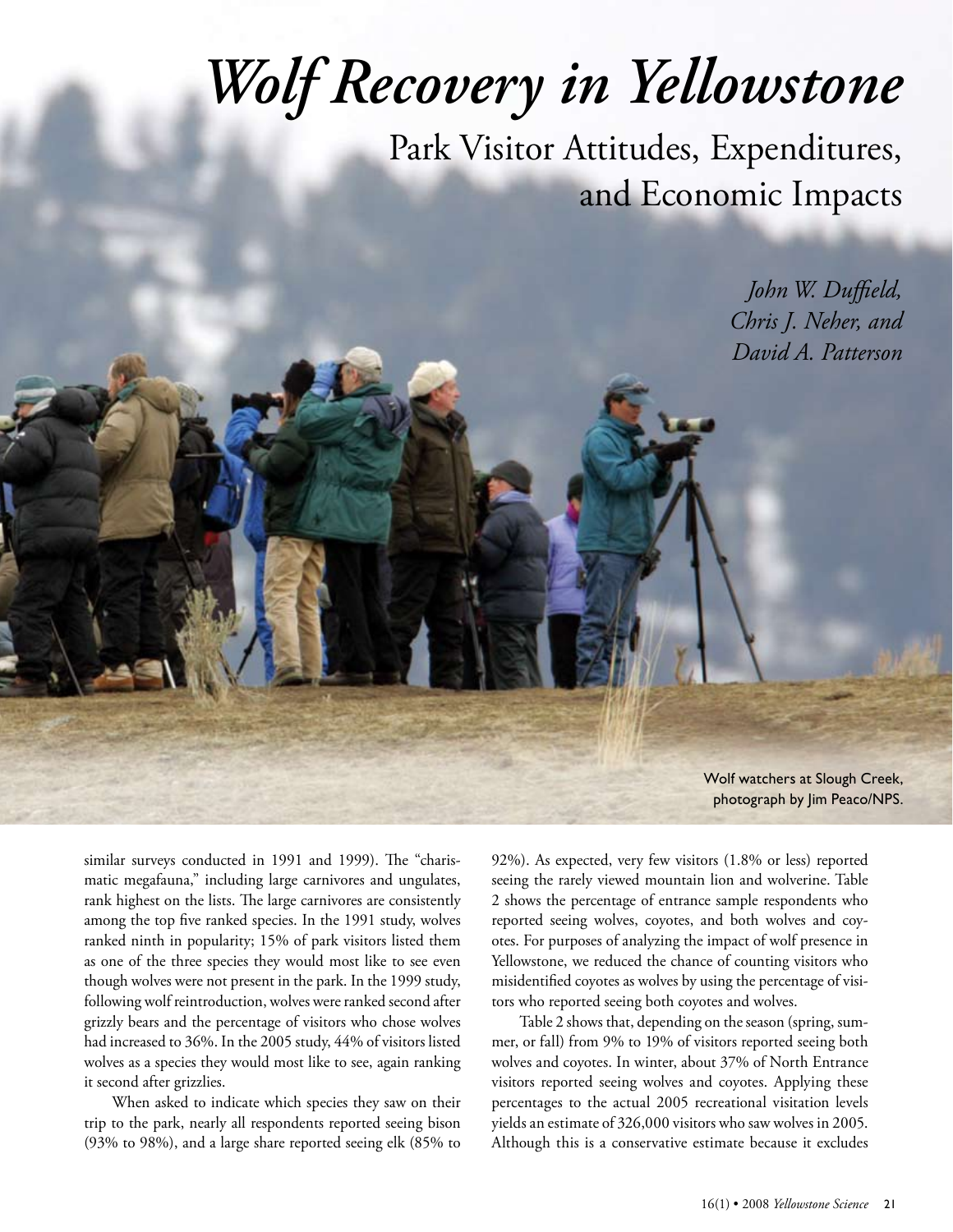# *Wolf Recovery in Yellowstone*

## Park Visitor Attitudes, Expenditures, and Economic Impacts

*John W. Duffield, Chris J. Neher, and David A. Patterson*

Wolf watchers at Slough Creek, photograph by Jim Peaco/NPS.

similar surveys conducted in 1991 and 1999). The "charismatic megafauna," including large carnivores and ungulates, rank highest on the lists. The large carnivores are consistently among the top five ranked species. In the 1991 study, wolves ranked ninth in popularity; 15% of park visitors listed them as one of the three species they would most like to see even though wolves were not present in the park. In the 1999 study, following wolf reintroduction, wolves were ranked second after grizzly bears and the percentage of visitors who chose wolves had increased to 36%. In the 2005 study, 44% of visitors listed wolves as a species they would most like to see, again ranking it second after grizzlies.

When asked to indicate which species they saw on their trip to the park, nearly all respondents reported seeing bison (93% to 98%), and a large share reported seeing elk (85% to 92%). As expected, very few visitors (1.8% or less) reported seeing the rarely viewed mountain lion and wolverine. Table 2 shows the percentage of entrance sample respondents who reported seeing wolves, coyotes, and both wolves and coyotes. For purposes of analyzing the impact of wolf presence in Yellowstone, we reduced the chance of counting visitors who misidentified coyotes as wolves by using the percentage of visitors who reported seeing both coyotes and wolves.

Table 2 shows that, depending on the season (spring, summer, or fall) from 9% to 19% of visitors reported seeing both wolves and coyotes. In winter, about 37% of North Entrance visitors reported seeing wolves and coyotes. Applying these percentages to the actual 2005 recreational visitation levels yields an estimate of 326,000 visitors who saw wolves in 2005. Although this is a conservative estimate because it excludes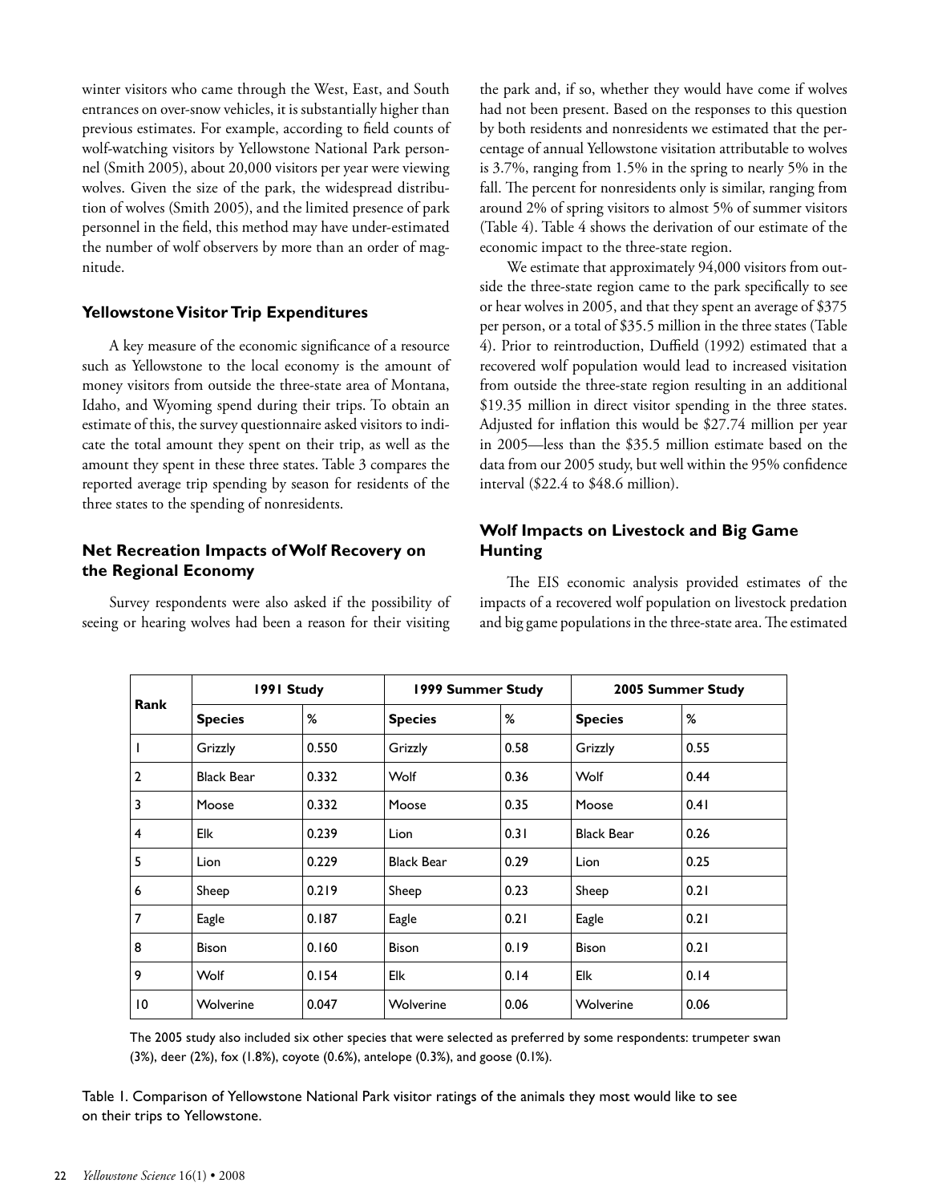winter visitors who came through the West, East, and South entrances on over-snow vehicles, it is substantially higher than previous estimates. For example, according to field counts of wolf-watching visitors by Yellowstone National Park personnel (Smith 2005), about 20,000 visitors per year were viewing wolves. Given the size of the park, the widespread distribution of wolves (Smith 2005), and the limited presence of park personnel in the field, this method may have under-estimated the number of wolf observers by more than an order of magnitude.

### Yellowstone Visitor Trip Expenditures

A key measure of the economic significance of a resource such as Yellowstone to the local economy is the amount of money visitors from outside the three-state area of Montana, Idaho, and Wyoming spend during their trips. To obtain an estimate of this, the survey questionnaire asked visitors to indicate the total amount they spent on their trip, as well as the amount they spent in these three states. Table 3 compares the reported average trip spending by season for residents of the three states to the spending of nonresidents.

### Net Recreation Impacts of Wolf Recovery on the Regional Economy

Survey respondents were also asked if the possibility of seeing or hearing wolves had been a reason for their visiting the park and, if so, whether they would have come if wolves had not been present. Based on the responses to this question by both residents and nonresidents we estimated that the percentage of annual Yellowstone visitation attributable to wolves is 3.7%, ranging from 1.5% in the spring to nearly 5% in the fall. The percent for nonresidents only is similar, ranging from around 2% of spring visitors to almost 5% of summer visitors (Table 4). Table 4 shows the derivation of our estimate of the economic impact to the three-state region.

We estimate that approximately 94,000 visitors from outside the three-state region came to the park specifically to see or hear wolves in 2005, and that they spent an average of $375 per person, or a total of $35.5 million in the three states (Table 4). Prior to reintroduction, Duffield (1992) estimated that a recovered wolf population would lead to increased visitation from outside the three-state region resulting in an additional $19.35 million in direct visitor spending in the three states. Adjusted for inflation this would be $27.74 million per year in 2005—less than the $35.5 million estimate based on the data from our 2005 study, but well within the 95% confidence interval ($22.4 to $48.6 million).

### Wolf Impacts on Livestock and Big Game Hunting

The EIS economic analysis provided estimates of the impacts of a recovered wolf population on livestock predation and big game populations in the three-state area. The estimated

| Rank | 1991 Study | | 1999 Summer Study | | 2005 Summer Study | |
|---|---|---|---|---|---|---|
| | **Species** | **%** | **Species** | **%** | **Species** | **%** |
| 1 | Grizzly | 0.550 | Grizzly | 0.58 | Grizzly | 0.55 |
| 2 | Black Bear | 0.332 | Wolf | 0.36 | Wolf | 0.44 |
| 3 | Moose | 0.332 | Moose | 0.35 | Moose | 0.41 |
| 4 | Elk | 0.239 | Lion | 0.31 | Black Bear | 0.26 |
| 5 | Lion | 0.229 | Black Bear | 0.29 | Lion | 0.25 |
| 6 | Sheep | 0.219 | Sheep | 0.23 | Sheep | 0.21 |
| 7 | Eagle | 0.187 | Eagle | 0.21 | Eagle | 0.21 |
| 8 | Bison | 0.160 | Bison | 0.19 | Bison | 0.21 |
| 9 | Wolf | 0.154 | Elk | 0.14 | Elk | 0.14 |
| 10 | Wolverine | 0.047 | Wolverine | 0.06 | Wolverine | 0.06 |

The 2005 study also included six other species that were selected as preferred by some respondents: trumpeter swan (3%), deer (2%), fox (1.8%), coyote (0.6%), antelope (0.3%), and goose (0.1%).

Table 1. Comparison of Yellowstone National Park visitor ratings of the animals they most would like to see on their trips to Yellowstone.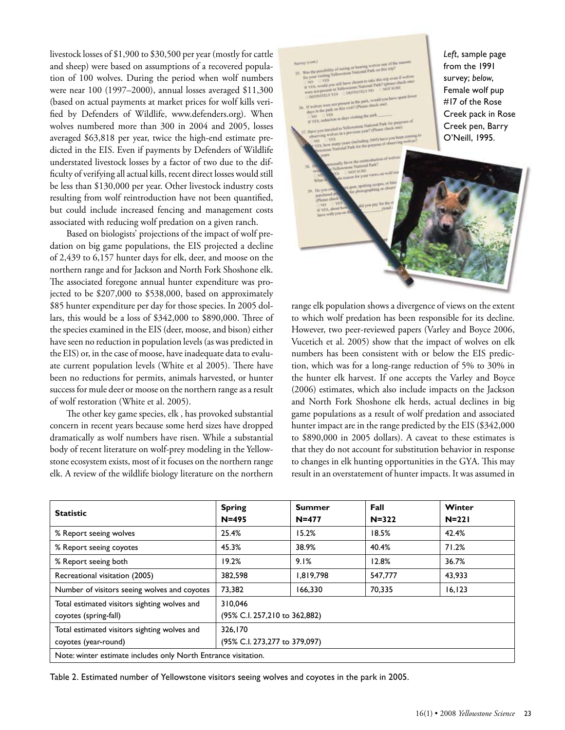livestock losses of $1,900 to $30,500 per year (mostly for cattle and sheep) were based on assumptions of a recovered population of 100 wolves. During the period when wolf numbers were near 100 (1997–2000), annual losses averaged $11,300 (based on actual payments at market prices for wolf kills verified by Defenders of Wildlife, www.defenders.org). When wolves numbered more than 300 in 2004 and 2005, losses averaged $63,818 per year, twice the high-end estimate predicted in the EIS. Even if payments by Defenders of Wildlife understated livestock losses by a factor of two due to the difficulty of verifying all actual kills, recent direct losses would still be less than $130,000 per year. Other livestock industry costs resulting from wolf reintroduction have not been quantified, but could include increased fencing and management costs associated with reducing wolf predation on a given ranch.

Based on biologists' projections of the impact of wolf predation on big game populations, the EIS projected a decline of 2,439 to 6,157 hunter days for elk, deer, and moose on the northern range and for Jackson and North Fork Shoshone elk. The associated foregone annual hunter expenditure was projected to be $207,000 to $538,000, based on approximately $85 hunter expenditure per day for those species. In 2005 dollars, this would be a loss of $342,000 to $890,000. Three of the species examined in the EIS (deer, moose, and bison) either have seen no reduction in population levels (as was predicted in the EIS) or, in the case of moose, have inadequate data to evaluate current population levels (White et al 2005). There have been no reductions for permits, animals harvested, or hunter success for mule deer or moose on the northern range as a result of wolf restoration (White et al. 2005).

The other key game species, elk , has provoked substantial concern in recent years because some herd sizes have dropped dramatically as wolf numbers have risen. While a substantial body of recent literature on wolf-prey modeling in the Yellowstone ecosystem exists, most of it focuses on the northern range elk. A review of the wildlife biology literature on the northern range elk population shows a divergence of views on the extent to which wolf predation has been responsible for its decline. However, two peer-reviewed papers (Varley and Boyce 2006, Vucetich et al. 2005) show that the impact of wolves on elk numbers has been consistent with or below the EIS prediction, which was for a long-range reduction of 5% to 30% in the hunter elk harvest. If one accepts the Varley and Boyce (2006) estimates, which also include impacts on the Jackson and North Fork Shoshone elk herds, actual declines in big game populations as a result of wolf predation and associated hunter impact are in the range predicted by the EIS ($342,000 to $890,000 in 2005 dollars). A caveat to these estimates is that they do not account for substitution behavior in response to changes in elk hunting opportunities in the GYA. This may result in an overstatement of hunter impacts. It was assumed in

*Left*, sample page from the 1991 survey; *below*, Female wolf pup #17 of the Rose Creek pack in Rose Creek pen, Barry O'Neill, 1995.

| Statistic | Spring N=495 | Summer N=477 | Fall N=322 | Winter N=221 |
|---|---|---|---|---|
| % Report seeing wolves | 25.4% | 15.2% | 18.5% | 42.4% |
| % Report seeing coyotes | 45.3% | 38.9% | 40.4% | 71.2% |
| % Report seeing both | 19.2% | 9.1% | 12.8% | 36.7% |
| Recreational visitation (2005) | 382,598 | 1,819,798 | 547,777 | 43,933 |
| Number of visitors seeing wolves and coyotes | 73,382 | 166,330 | 70,335 | 16,123 |
| Total estimated visitors sighting wolves and coyotes (spring-fall) | 310,046 (95% C.I. 257,210 to 362,882) | | | |
| Total estimated visitors sighting wolves and coyotes (year-round) | 326,170 (95% C.I. 273,277 to 379,097) | | | |
| Note: winter estimate includes only North Entrance visitation. | | | | |

Table 2. Estimated number of Yellowstone visitors seeing wolves and coyotes in the park in 2005.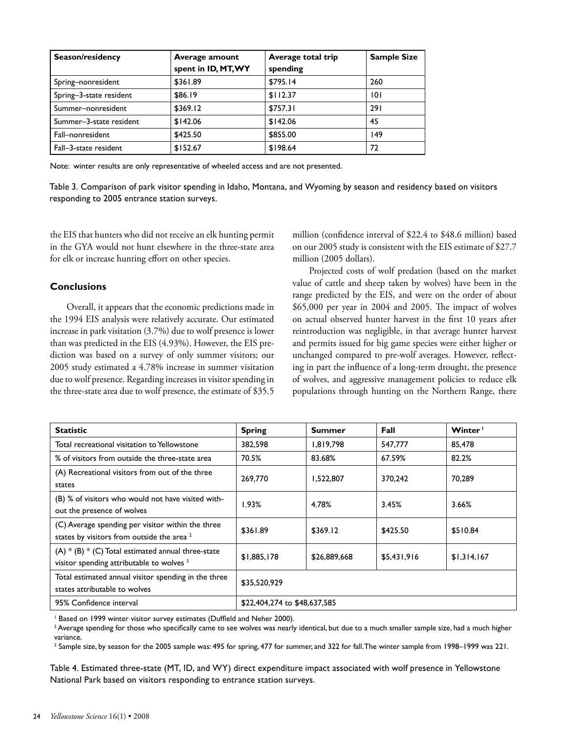| Season/residency | Average amount spent in ID, MT, WY | Average total trip spending | Sample Size |
|---|---|---|---|
| Spring–nonresident | $361.89 | $795.14 | 260 |
| Spring–3-state resident | $86.19 | $112.37 | 101 |
| Summer–nonresident | $369.12 | $757.31 | 291 |
| Summer–3-state resident | $142.06 | $142.06 | 45 |
| Fall–nonresident | $425.50 | $855.00 | 149 |
| Fall–3-state resident | $152.67 | $198.64 | 72 |

Note: winter results are only representative of wheeled access and are not presented.

Table 3. Comparison of park visitor spending in Idaho, Montana, and Wyoming by season and residency based on visitors responding to 2005 entrance station surveys.

the EIS that hunters who did not receive an elk hunting permit in the GYA would not hunt elsewhere in the three-state area for elk or increase hunting effort on other species.

## Conclusions

Overall, it appears that the economic predictions made in the 1994 EIS analysis were relatively accurate. Our estimated increase in park visitation (3.7%) due to wolf presence is lower than was predicted in the EIS (4.93%). However, the EIS prediction was based on a survey of only summer visitors; our 2005 study estimated a 4.78% increase in summer visitation due to wolf presence. Regarding increases in visitor spending in the three-state area due to wolf presence, the estimate of $35.5 million (confidence interval of $22.4 to $48.6 million) based on our 2005 study is consistent with the EIS estimate of $27.7 million (2005 dollars).

Projected costs of wolf predation (based on the market value of cattle and sheep taken by wolves) have been in the range predicted by the EIS, and were on the order of about $65,000 per year in 2004 and 2005. The impact of wolves on actual observed hunter harvest in the first 10 years after reintroduction was negligible, in that average hunter harvest and permits issued for big game species were either higher or unchanged compared to pre-wolf averages. However, reflecting in part the influence of a long-term drought, the presence of wolves, and aggressive management policies to reduce elk populations through hunting on the Northern Range, there

| Statistic | Spring | Summer | Fall | Winter [1] |
|---|---|---|---|---|
| Total recreational visitation to Yellowstone | 382,598 | 1,819,798 | 547,777 | 85,478 |
| % of visitors from outside the three-state area | 70.5% | 83.68% | 67.59% | 82.2% |
| (A) Recreational visitors from out of the three states | 269,770 | 1,522,807 | 370,242 | 70,289 |
| (B) % of visitors who would not have visited without the presence of wolves | 1.93% | 4.78% | 3.45% | 3.66% |
| (C) Average spending per visitor within the three states by visitors from outside the area [2] | $361.89 | $369.12 | $425.50 | $510.84 |
| (A) * (B) * (C) Total estimated annual three-state visitor spending attributable to wolves [3] | $1,885,178 | $26,889,668 | $5,431,916 | $1,314,167 |
| Total estimated annual visitor spending in the three states attributable to wolves | $35,520,929 | | | |
| 95% Confidence interval | $22,404,274 to $48,637,585 | | | |

[1] Based on 1999 winter visitor survey estimates (Duffield and Neher 2000).

[2] Average spending for those who specifically came to see wolves was nearly identical, but due to a much smaller sample size, had a much higher variance.

[3] Sample size, by season for the 2005 sample was: 495 for spring, 477 for summer, and 322 for fall. The winter sample from 1998–1999 was 221.

Table 4. Estimated three-state (MT, ID, and WY) direct expenditure impact associated with wolf presence in Yellowstone National Park based on visitors responding to entrance station surveys.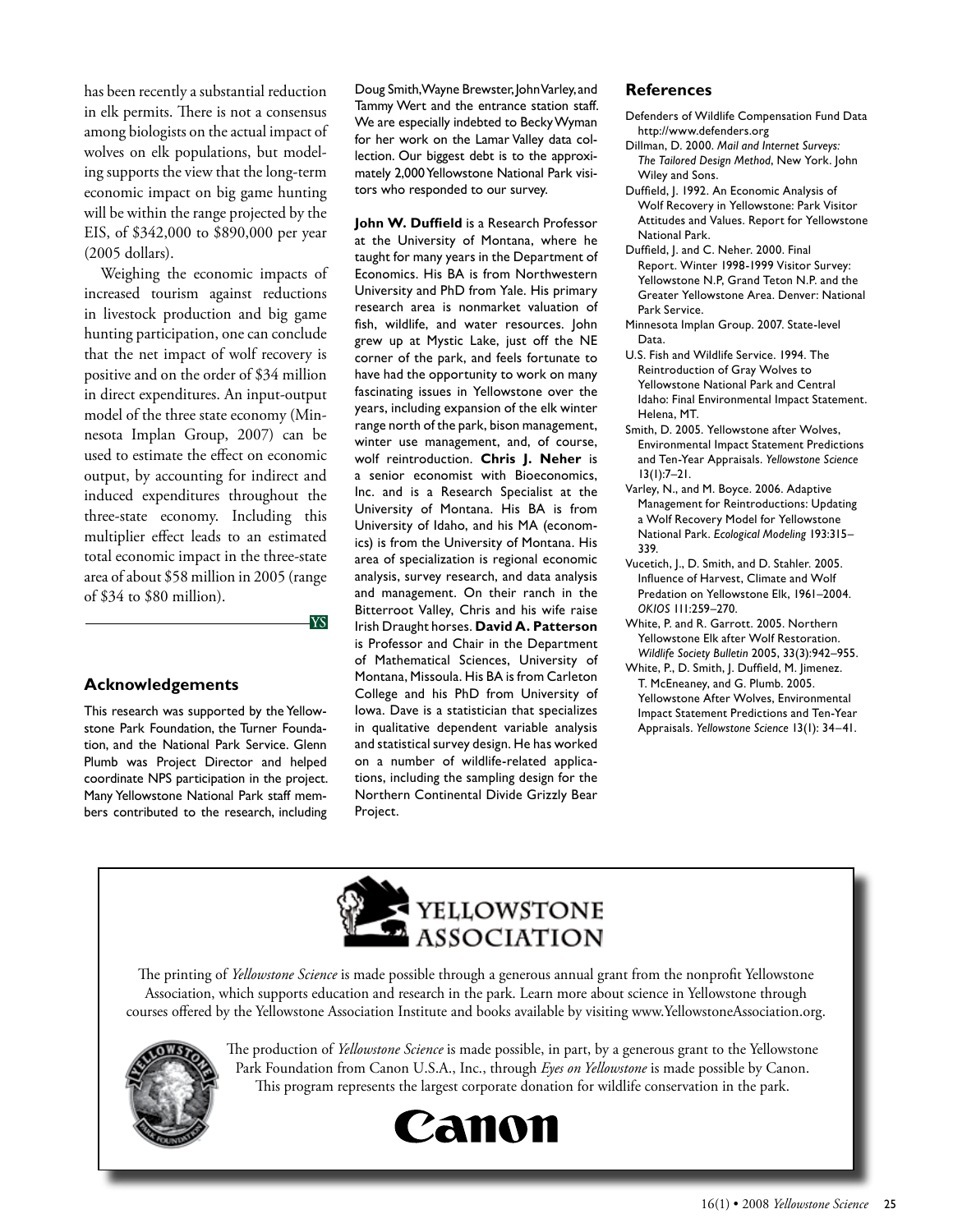has been recently a substantial reduction in elk permits. There is not a consensus among biologists on the actual impact of wolves on elk populations, but modeling supports the view that the long-term economic impact on big game hunting will be within the range projected by the EIS, of $342,000 to $890,000 per year (2005 dollars).

Weighing the economic impacts of increased tourism against reductions in livestock production and big game hunting participation, one can conclude that the net impact of wolf recovery is positive and on the order of $34 million in direct expenditures. An input-output model of the three state economy (Minnesota Implan Group, 2007) can be used to estimate the effect on economic output, by accounting for indirect and induced expenditures throughout the three-state economy. Including this multiplier effect leads to an estimated total economic impact in the three-state area of about $58 million in 2005 (range of $34 to $80 million).

YS

## Acknowledgements

This research was supported by the Yellowstone Park Foundation, the Turner Foundation, and the National Park Service. Glenn Plumb was Project Director and helped coordinate NPS participation in the project. Many Yellowstone National Park staff members contributed to the research, including Doug Smith, Wayne Brewster, John Varley, and Tammy Wert and the entrance station staff. We are especially indebted to Becky Wyman for her work on the Lamar Valley data collection. Our biggest debt is to the approximately 2,000 Yellowstone National Park visitors who responded to our survey.

**John W. Duffield** is a Research Professor at the University of Montana, where he taught for many years in the Department of Economics. His BA is from Northwestern University and PhD from Yale. His primary research area is nonmarket valuation of fish, wildlife, and water resources. John grew up at Mystic Lake, just off the NE corner of the park, and feels fortunate to have had the opportunity to work on many fascinating issues in Yellowstone over the years, including expansion of the elk winter range north of the park, bison management, winter use management, and, of course, wolf reintroduction. **Chris J. Neher** is a senior economist with Bioeconomics, Inc. and is a Research Specialist at the University of Montana. His BA is from University of Idaho, and his MA (economics) is from the University of Montana. His area of specialization is regional economic analysis, survey research, and data analysis and management. On their ranch in the Bitterroot Valley, Chris and his wife raise Irish Draught horses. **David A. Patterson** is Professor and Chair in the Department of Mathematical Sciences, University of Montana, Missoula. His BA is from Carleton College and his PhD from University of Iowa. Dave is a statistician that specializes in qualitative dependent variable analysis and statistical survey design. He has worked on a number of wildlife-related applications, including the sampling design for the Northern Continental Divide Grizzly Bear Project.

## References

Defenders of Wildlife Compensation Fund Data http://www.defenders.org

Dillman, D. 2000. *Mail and Internet Surveys: The Tailored Design Method*, New York. John Wiley and Sons.

Duffield, J. 1992. An Economic Analysis of Wolf Recovery in Yellowstone: Park Visitor Attitudes and Values. Report for Yellowstone National Park.

Duffield, J. and C. Neher. 2000. Final Report. Winter 1998-1999 Visitor Survey: Yellowstone N.P, Grand Teton N.P. and the Greater Yellowstone Area. Denver: National Park Service.

Minnesota Implan Group. 2007. State-level Data.

U.S. Fish and Wildlife Service. 1994. The Reintroduction of Gray Wolves to Yellowstone National Park and Central Idaho: Final Environmental Impact Statement. Helena, MT.

Smith, D. 2005. Yellowstone after Wolves, Environmental Impact Statement Predictions and Ten-Year Appraisals. *Yellowstone Science* 13(1):7–21.

Varley, N., and M. Boyce. 2006. Adaptive Management for Reintroductions: Updating a Wolf Recovery Model for Yellowstone National Park. *Ecological Modeling* 193:315–339.

Vucetich, J., D. Smith, and D. Stahler. 2005. Influence of Harvest, Climate and Wolf Predation on Yellowstone Elk, 1961–2004. *OKIOS* 111:259–270.

White, P. and R. Garrott. 2005. Northern Yellowstone Elk after Wolf Restoration. *Wildlife Society Bulletin* 2005, 33(3):942–955.

White, P., D. Smith, J. Duffield, M. Jimenez. T. McEneaney, and G. Plumb. 2005. Yellowstone After Wolves, Environmental Impact Statement Predictions and Ten-Year Appraisals. *Yellowstone Science* 13(1): 34–41.

YELLOWSTONE ASSOCIATION

The printing of *Yellowstone Science* is made possible through a generous annual grant from the nonprofit Yellowstone Association, which supports education and research in the park. Learn more about science in Yellowstone through courses offered by the Yellowstone Association Institute and books available by visiting www.YellowstoneAssociation.org.

The production of *Yellowstone Science* is made possible, in part, by a generous grant to the Yellowstone Park Foundation from Canon U.S.A., Inc., through *Eyes on Yellowstone* is made possible by Canon. This program represents the largest corporate donation for wildlife conservation in the park.

Canon